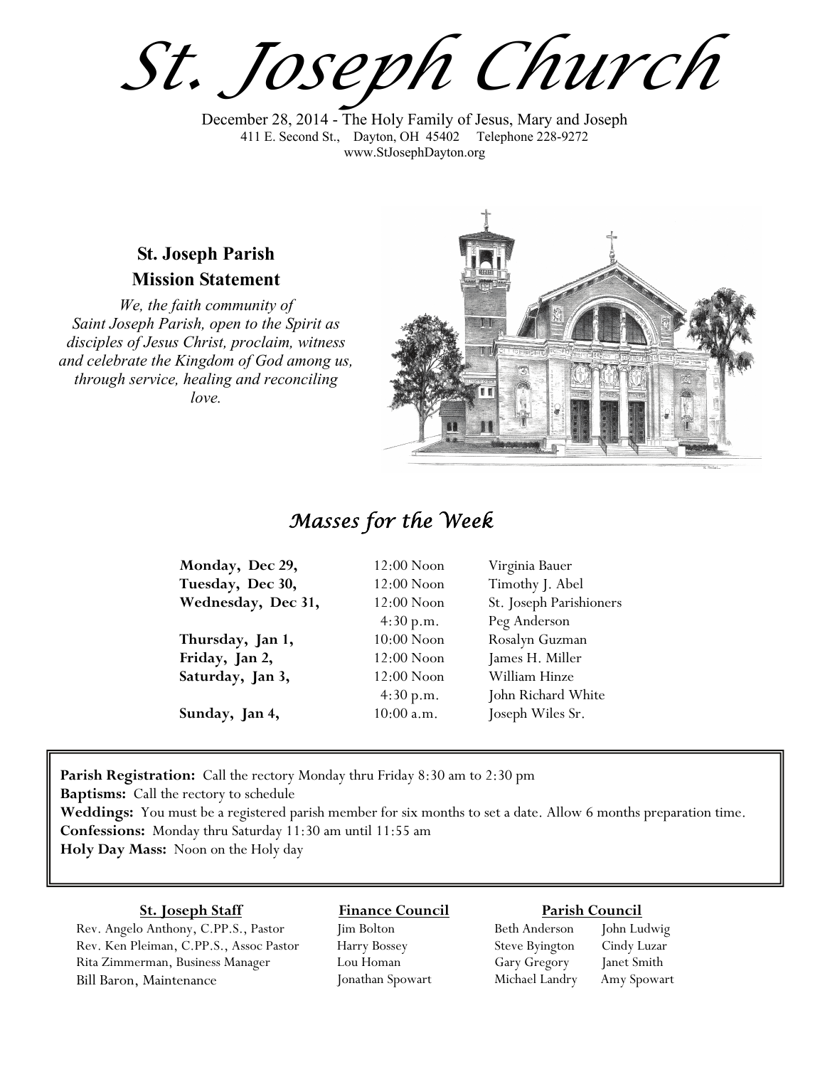# St. Joseph Church

December 28, 2014 - The Holy Family of Jesus, Mary and Joseph
411 E. Second St., Dayton, OH 45402 Telephone 228-9272
www.StJosephDayton.org

## St. Joseph Parish Mission Statement

*We, the faith community of Saint Joseph Parish, open to the Spirit as disciples of Jesus Christ, proclaim, witness and celebrate the Kingdom of God among us, through service, healing and reconciling love.*

## Masses for the Week

| | | |
|---|---|---|
| **Monday, Dec 29,** | 12:00 Noon | Virginia Bauer |
| **Tuesday, Dec 30,** | 12:00 Noon | Timothy J. Abel |
| **Wednesday, Dec 31,** | 12:00 Noon | St. Joseph Parishioners |
| | 4:30 p.m. | Peg Anderson |
| **Thursday, Jan 1,** | 10:00 Noon | Rosalyn Guzman |
| **Friday, Jan 2,** | 12:00 Noon | James H. Miller |
| **Saturday, Jan 3,** | 12:00 Noon | William Hinze |
| | 4:30 p.m. | John Richard White |
| **Sunday, Jan 4,** | 10:00 a.m. | Joseph Wiles Sr. |

**Parish Registration:** Call the rectory Monday thru Friday 8:30 am to 2:30 pm
**Baptisms:** Call the rectory to schedule
**Weddings:** You must be a registered parish member for six months to set a date. Allow 6 months preparation time.
**Confessions:** Monday thru Saturday 11:30 am until 11:55 am
**Holy Day Mass:** Noon on the Holy day

**St. Joseph Staff**
Rev. Angelo Anthony, C.PP.S., Pastor
Rev. Ken Pleiman, C.PP.S., Assoc Pastor
Rita Zimmerman, Business Manager
Bill Baron, Maintenance

**Finance Council**
Jim Bolton
Harry Bossey
Lou Homan
Jonathan Spowart

**Parish Council**
Beth Anderson
Steve Byington
Gary Gregory
Michael Landry
John Ludwig
Cindy Luzar
Janet Smith
Amy Spowart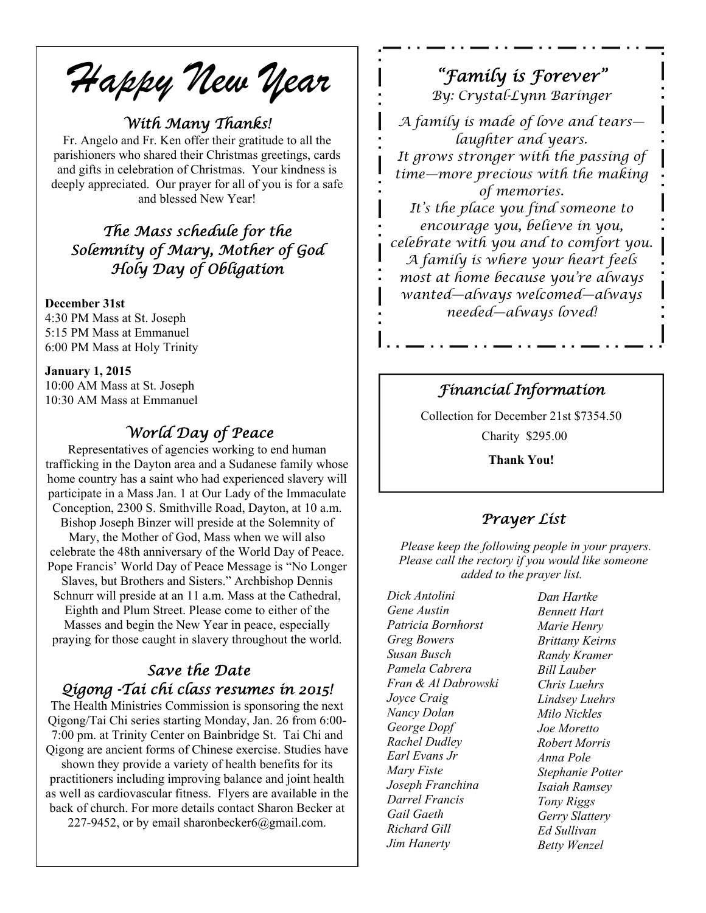# Happy New Year

### *With Many Thanks!*

Fr. Angelo and Fr. Ken offer their gratitude to all the parishioners who shared their Christmas greetings, cards and gifts in celebration of Christmas. Your kindness is deeply appreciated. Our prayer for all of you is for a safe and blessed New Year!

### *The Mass schedule for the Solemnity of Mary, Mother of God Holy Day of Obligation*

**December 31st**
4:30 PM Mass at St. Joseph
5:15 PM Mass at Emmanuel
6:00 PM Mass at Holy Trinity

**January 1, 2015**
10:00 AM Mass at St. Joseph
10:30 AM Mass at Emmanuel

### *World Day of Peace*

Representatives of agencies working to end human trafficking in the Dayton area and a Sudanese family whose home country has a saint who had experienced slavery will participate in a Mass Jan. 1 at Our Lady of the Immaculate Conception, 2300 S. Smithville Road, Dayton, at 10 a.m. Bishop Joseph Binzer will preside at the Solemnity of Mary, the Mother of God, Mass when we will also celebrate the 48th anniversary of the World Day of Peace. Pope Francis' World Day of Peace Message is "No Longer Slaves, but Brothers and Sisters." Archbishop Dennis Schnurr will preside at an 11 a.m. Mass at the Cathedral, Eighth and Plum Street. Please come to either of the Masses and begin the New Year in peace, especially praying for those caught in slavery throughout the world.

### *Save the Date Qigong -Tai chi class resumes in 2015!*

The Health Ministries Commission is sponsoring the next Qigong/Tai Chi series starting Monday, Jan. 26 from 6:00-7:00 pm. at Trinity Center on Bainbridge St. Tai Chi and Qigong are ancient forms of Chinese exercise. Studies have shown they provide a variety of health benefits for its practitioners including improving balance and joint health as well as cardiovascular fitness. Flyers are available in the back of church. For more details contact Sharon Becker at 227-9452, or by email sharonbecker6@gmail.com.

### *"Family is Forever"*

*By: Crystal-Lynn Baringer*

*A family is made of love and tears—laughter and years.*
*It grows stronger with the passing of time—more precious with the making of memories.*
*It's the place you find someone to encourage you, believe in you, celebrate with you and to comfort you.*
*A family is where your heart feels most at home because you're always wanted—always welcomed—always needed—always loved!*

### *Financial Information*

Collection for December 21st $7354.50

Charity $295.00

**Thank You!**

### *Prayer List*

*Please keep the following people in your prayers. Please call the rectory if you would like someone added to the prayer list.*

*Dick Antolini*
*Gene Austin*
*Patricia Bornhorst*
*Greg Bowers*
*Susan Busch*
*Pamela Cabrera*
*Fran & Al Dabrowski*
*Joyce Craig*
*Nancy Dolan*
*George Dopf*
*Rachel Dudley*
*Earl Evans Jr*
*Mary Fiste*
*Joseph Franchina*
*Darrel Francis*
*Gail Gaeth*
*Richard Gill*
*Jim Hanerty*
*Dan Hartke*
*Bennett Hart*
*Marie Henry*
*Brittany Keirns*
*Randy Kramer*
*Bill Lauber*
*Chris Luehrs*
*Lindsey Luehrs*
*Milo Nickles*
*Joe Moretto*
*Robert Morris*
*Anna Pole*
*Stephanie Potter*
*Isaiah Ramsey*
*Tony Riggs*
*Gerry Slattery*
*Ed Sullivan*
*Betty Wenzel*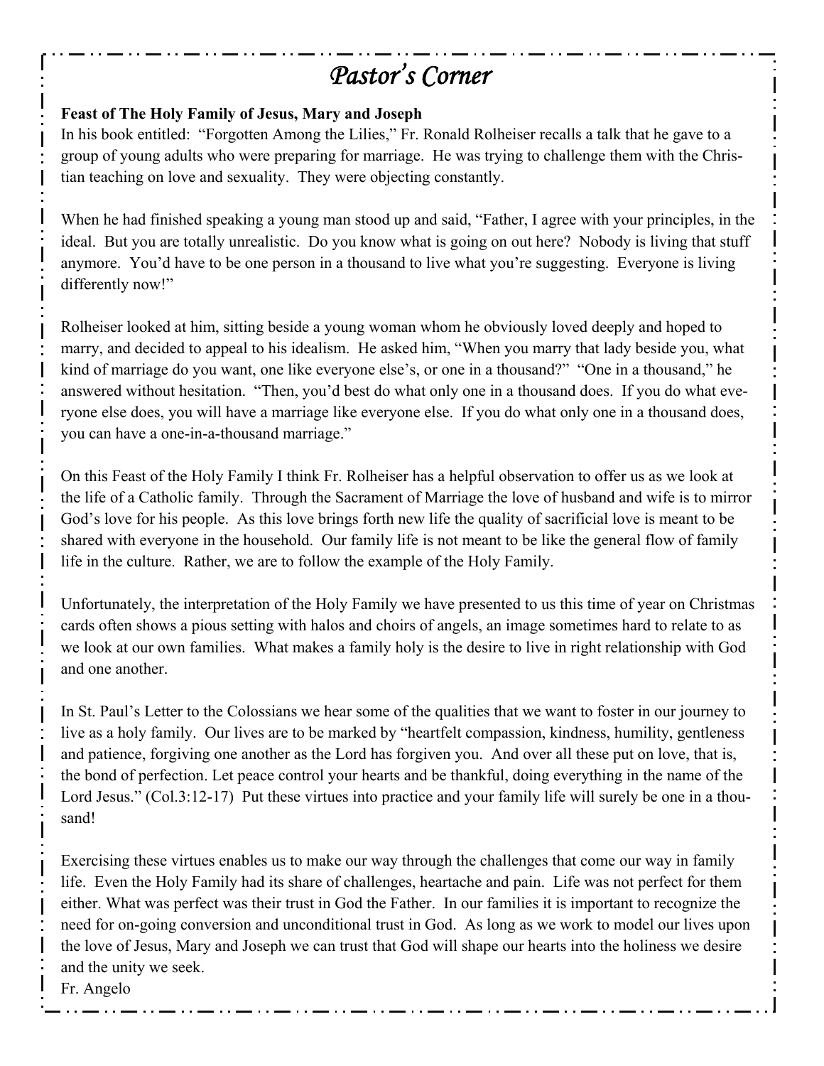# *Pastor's Corner*

**Feast of The Holy Family of Jesus, Mary and Joseph**

In his book entitled: "Forgotten Among the Lilies," Fr. Ronald Rolheiser recalls a talk that he gave to a group of young adults who were preparing for marriage. He was trying to challenge them with the Christian teaching on love and sexuality. They were objecting constantly.

When he had finished speaking a young man stood up and said, "Father, I agree with your principles, in the ideal. But you are totally unrealistic. Do you know what is going on out here? Nobody is living that stuff anymore. You'd have to be one person in a thousand to live what you're suggesting. Everyone is living differently now!"

Rolheiser looked at him, sitting beside a young woman whom he obviously loved deeply and hoped to marry, and decided to appeal to his idealism. He asked him, "When you marry that lady beside you, what kind of marriage do you want, one like everyone else's, or one in a thousand?" "One in a thousand," he answered without hesitation. "Then, you'd best do what only one in a thousand does. If you do what everyone else does, you will have a marriage like everyone else. If you do what only one in a thousand does, you can have a one-in-a-thousand marriage."

On this Feast of the Holy Family I think Fr. Rolheiser has a helpful observation to offer us as we look at the life of a Catholic family. Through the Sacrament of Marriage the love of husband and wife is to mirror God's love for his people. As this love brings forth new life the quality of sacrificial love is meant to be shared with everyone in the household. Our family life is not meant to be like the general flow of family life in the culture. Rather, we are to follow the example of the Holy Family.

Unfortunately, the interpretation of the Holy Family we have presented to us this time of year on Christmas cards often shows a pious setting with halos and choirs of angels, an image sometimes hard to relate to as we look at our own families. What makes a family holy is the desire to live in right relationship with God and one another.

In St. Paul's Letter to the Colossians we hear some of the qualities that we want to foster in our journey to live as a holy family. Our lives are to be marked by "heartfelt compassion, kindness, humility, gentleness and patience, forgiving one another as the Lord has forgiven you. And over all these put on love, that is, the bond of perfection. Let peace control your hearts and be thankful, doing everything in the name of the Lord Jesus." (Col.3:12-17) Put these virtues into practice and your family life will surely be one in a thousand!

Exercising these virtues enables us to make our way through the challenges that come our way in family life. Even the Holy Family had its share of challenges, heartache and pain. Life was not perfect for them either. What was perfect was their trust in God the Father. In our families it is important to recognize the need for on-going conversion and unconditional trust in God. As long as we work to model our lives upon the love of Jesus, Mary and Joseph we can trust that God will shape our hearts into the holiness we desire and the unity we seek.

Fr. Angelo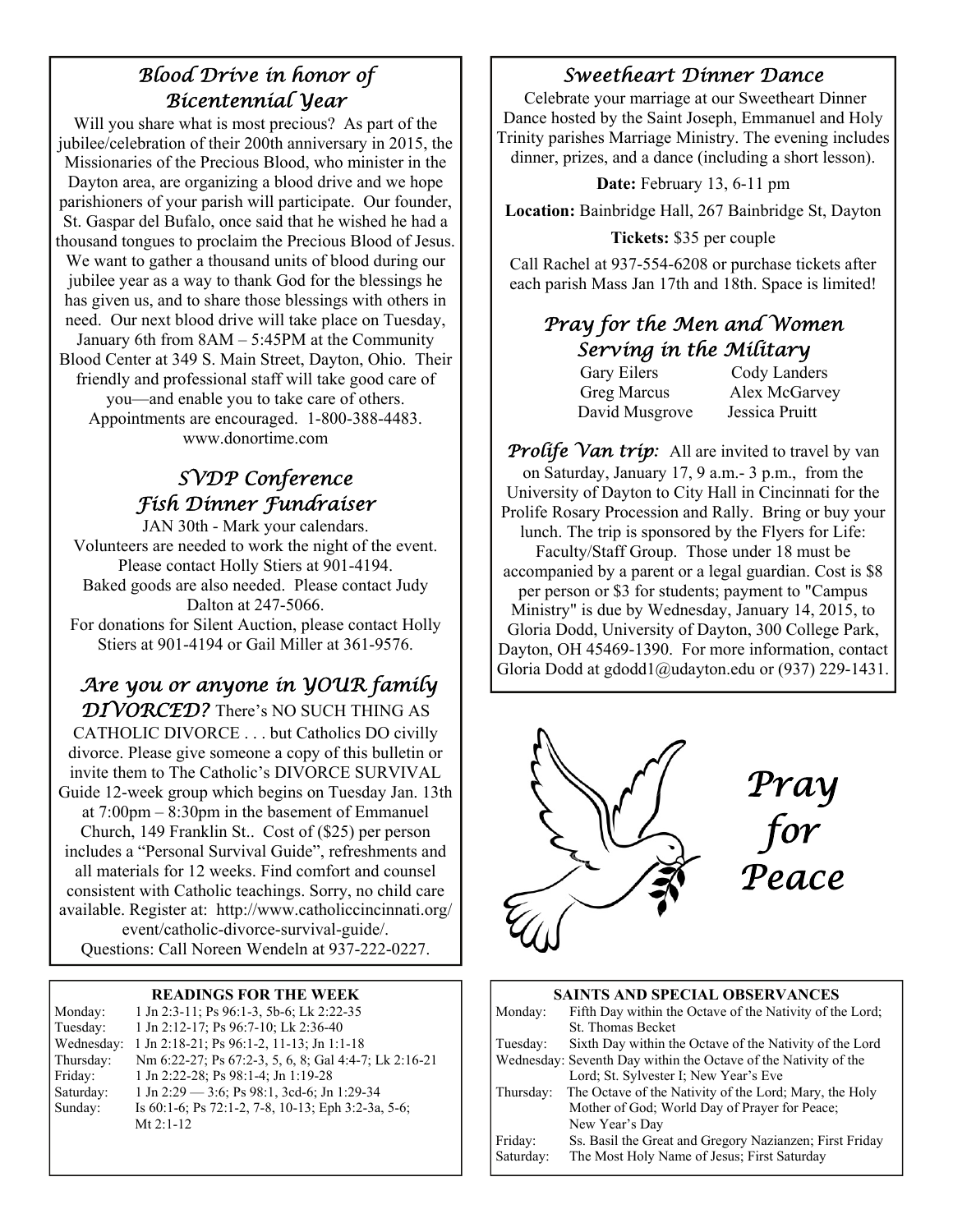## Blood Drive in honor of Bicentennial Year

Will you share what is most precious? As part of the jubilee/celebration of their 200th anniversary in 2015, the Missionaries of the Precious Blood, who minister in the Dayton area, are organizing a blood drive and we hope parishioners of your parish will participate. Our founder, St. Gaspar del Bufalo, once said that he wished he had a thousand tongues to proclaim the Precious Blood of Jesus. We want to gather a thousand units of blood during our jubilee year as a way to thank God for the blessings he has given us, and to share those blessings with others in need. Our next blood drive will take place on Tuesday, January 6th from 8AM – 5:45PM at the Community Blood Center at 349 S. Main Street, Dayton, Ohio. Their friendly and professional staff will take good care of you—and enable you to take care of others. Appointments are encouraged. 1-800-388-4483. www.donortime.com

## SVDP Conference Fish Dinner Fundraiser

JAN 30th - Mark your calendars.
Volunteers are needed to work the night of the event. Please contact Holly Stiers at 901-4194.
Baked goods are also needed. Please contact Judy Dalton at 247-5066.
For donations for Silent Auction, please contact Holly Stiers at 901-4194 or Gail Miller at 361-9576.

## Are you or anyone in YOUR family DIVORCED?

There's NO SUCH THING AS CATHOLIC DIVORCE . . . but Catholics DO civilly divorce. Please give someone a copy of this bulletin or invite them to The Catholic's DIVORCE SURVIVAL Guide 12-week group which begins on Tuesday Jan. 13th at 7:00pm – 8:30pm in the basement of Emmanuel Church, 149 Franklin St.. Cost of ($25) per person includes a "Personal Survival Guide", refreshments and all materials for 12 weeks. Find comfort and counsel consistent with Catholic teachings. Sorry, no child care available. Register at: http://www.catholiccincinnati.org/event/catholic-divorce-survival-guide/. Questions: Call Noreen Wendeln at 937-222-0227.

## Sweetheart Dinner Dance

Celebrate your marriage at our Sweetheart Dinner Dance hosted by the Saint Joseph, Emmanuel and Holy Trinity parishes Marriage Ministry. The evening includes dinner, prizes, and a dance (including a short lesson).

**Date:** February 13, 6-11 pm

**Location:** Bainbridge Hall, 267 Bainbridge St, Dayton

**Tickets:** $35 per couple

Call Rachel at 937-554-6208 or purchase tickets after each parish Mass Jan 17th and 18th. Space is limited!

## Pray for the Men and Women Serving in the Military

Gary Eilers — Cody Landers
Greg Marcus — Alex McGarvey
David Musgrove — Jessica Pruitt

***Prolife Van trip:*** All are invited to travel by van on Saturday, January 17, 9 a.m.- 3 p.m., from the University of Dayton to City Hall in Cincinnati for the Prolife Rosary Procession and Rally. Bring or buy your lunch. The trip is sponsored by the Flyers for Life: Faculty/Staff Group. Those under 18 must be accompanied by a parent or a legal guardian. Cost is $8 per person or $3 for students; payment to "Campus Ministry" is due by Wednesday, January 14, 2015, to Gloria Dodd, University of Dayton, 300 College Park, Dayton, OH 45469-1390. For more information, contact Gloria Dodd at gdodd1@udayton.edu or (937) 229-1431.

*Pray for Peace*

### READINGS FOR THE WEEK

| | |
|---|---|
| Monday: | 1 Jn 2:3-11; Ps 96:1-3, 5b-6; Lk 2:22-35 |
| Tuesday: | 1 Jn 2:12-17; Ps 96:7-10; Lk 2:36-40 |
| Wednesday: | 1 Jn 2:18-21; Ps 96:1-2, 11-13; Jn 1:1-18 |
| Thursday: | Nm 6:22-27; Ps 67:2-3, 5, 6, 8; Gal 4:4-7; Lk 2:16-21 |
| Friday: | 1 Jn 2:22-28; Ps 98:1-4; Jn 1:19-28 |
| Saturday: | 1 Jn 2:29 — 3:6; Ps 98:1, 3cd-6; Jn 1:29-34 |
| Sunday: | Is 60:1-6; Ps 72:1-2, 7-8, 10-13; Eph 3:2-3a, 5-6; Mt 2:1-12 |

### SAINTS AND SPECIAL OBSERVANCES

| | |
|---|---|
| Monday: | Fifth Day within the Octave of the Nativity of the Lord; St. Thomas Becket |
| Tuesday: | Sixth Day within the Octave of the Nativity of the Lord |
| Wednesday: | Seventh Day within the Octave of the Nativity of the Lord; St. Sylvester I; New Year's Eve |
| Thursday: | The Octave of the Nativity of the Lord; Mary, the Holy Mother of God; World Day of Prayer for Peace; New Year's Day |
| Friday: | Ss. Basil the Great and Gregory Nazianzen; First Friday |
| Saturday: | The Most Holy Name of Jesus; First Saturday |